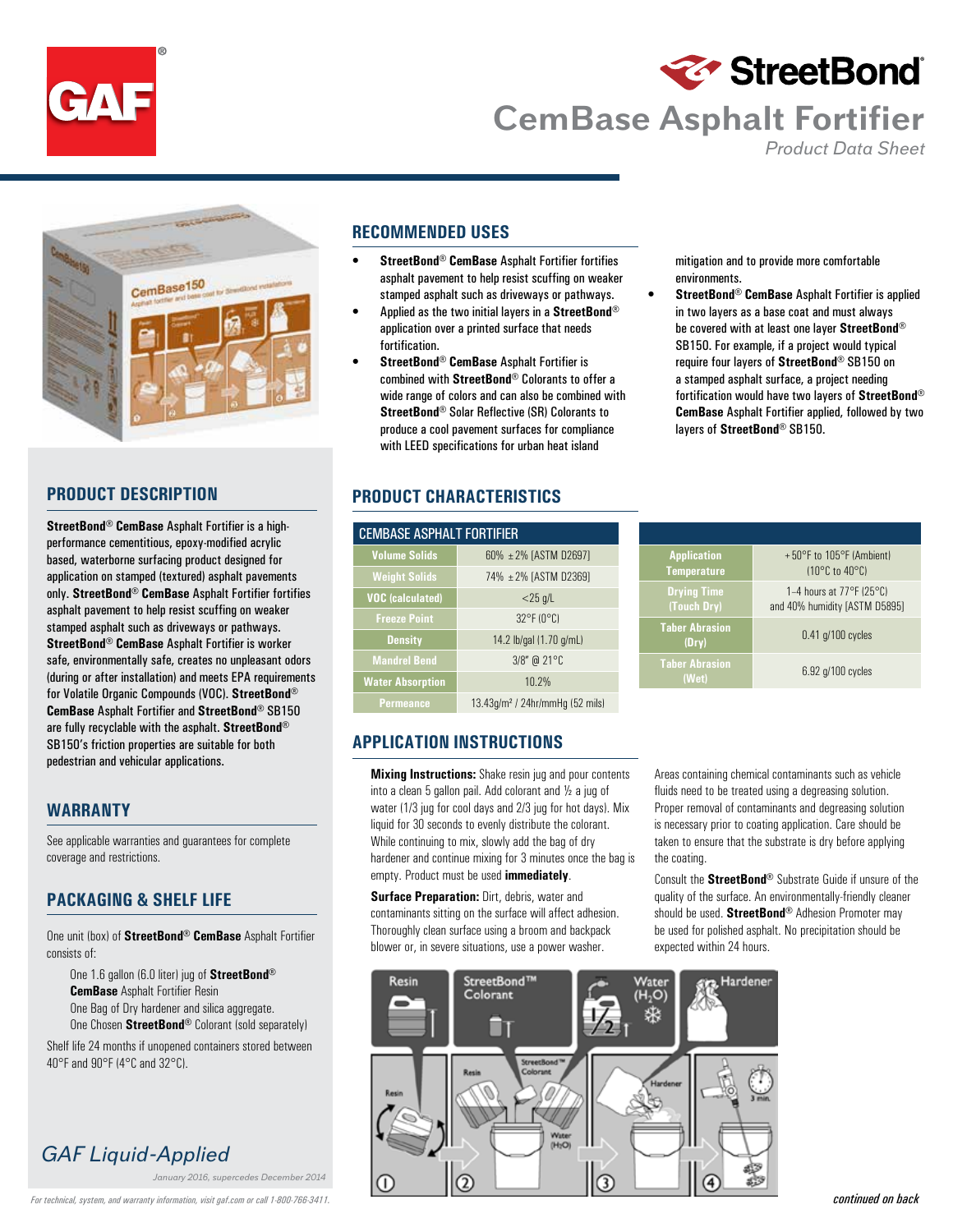# StreetBond®

# CemBase Asphalt Fortifier

*Product Data Sheet*

## PRODUCT DESCRIPTION

**StreetBond® CemBase** Asphalt Fortifier is a high-performance cementitious, epoxy-modified acrylic based, waterborne surfacing product designed for application on stamped (textured) asphalt pavements only. **StreetBond® CemBase** Asphalt Fortifier fortifies asphalt pavement to help resist scuffing on weaker stamped asphalt such as driveways or pathways. **StreetBond® CemBase** Asphalt Fortifier is worker safe, environmentally safe, creates no unpleasant odors (during or after installation) and meets EPA requirements for Volatile Organic Compounds (VOC). **StreetBond® CemBase** Asphalt Fortifier and **StreetBond®** SB150 are fully recyclable with the asphalt. **StreetBond®** SB150's friction properties are suitable for both pedestrian and vehicular applications.

## WARRANTY

See applicable warranties and guarantees for complete coverage and restrictions.

## PACKAGING & SHELF LIFE

One unit (box) of **StreetBond® CemBase** Asphalt Fortifier consists of:

- One 1.6 gallon (6.0 liter) jug of **StreetBond® CemBase** Asphalt Fortifier Resin
- One Bag of Dry hardener and silica aggregate.
- One Chosen **StreetBond®** Colorant (sold separately)

Shelf life 24 months if unopened containers stored between 40°F and 90°F (4°C and 32°C).

*GAF Liquid-Applied*

*January 2016, supercedes December 2014*

## RECOMMENDED USES

- **StreetBond® CemBase** Asphalt Fortifier fortifies asphalt pavement to help resist scuffing on weaker stamped asphalt such as driveways or pathways.
- Applied as the two initial layers in a **StreetBond®** application over a printed surface that needs fortification.
- **StreetBond® CemBase** Asphalt Fortifier is combined with **StreetBond®** Colorants to offer a wide range of colors and can also be combined with **StreetBond®** Solar Reflective (SR) Colorants to produce a cool pavement surfaces for compliance with LEED specifications for urban heat island mitigation and to provide more comfortable environments.
- **StreetBond® CemBase** Asphalt Fortifier is applied in two layers as a base coat and must always be covered with at least one layer **StreetBond®** SB150. For example, if a project would typical require four layers of **StreetBond®** SB150 on a stamped asphalt surface, a project needing fortification would have two layers of **StreetBond® CemBase** Asphalt Fortifier applied, followed by two layers of **StreetBond®** SB150.

## PRODUCT CHARACTERISTICS

| CEMBASE ASPHALT FORTIFIER | |
|---|---|
| Volume Solids | 60% ± 2% [ASTM D2697] |
| Weight Solids | 74% ± 2% [ASTM D2369] |
| VOC (calculated) | <25 g/L |
| Freeze Point | 32°F (0°C) |
| Density | 14.2 lb/gal (1.70 g/mL) |
| Mandrel Bend | 3/8" @ 21°C |
| Water Absorption | 10.2% |
| Permeance | 13.43g/m² / 24hr/mmHg (52 mils) |
| Application Temperature | +50°F to 105°F (Ambient) (10°C to 40°C) |
| Drying Time (Touch Dry) | 1–4 hours at 77°F (25°C) and 40% humidity [ASTM D5895] |
| Taber Abrasion (Dry) | 0.41 g/100 cycles |
| Taber Abrasion (Wet) | 6.92 g/100 cycles |

## APPLICATION INSTRUCTIONS

**Mixing Instructions:** Shake resin jug and pour contents into a clean 5 gallon pail. Add colorant and ½ a jug of water (1/3 jug for cool days and 2/3 jug for hot days). Mix liquid for 30 seconds to evenly distribute the colorant. While continuing to mix, slowly add the bag of dry hardener and continue mixing for 3 minutes once the bag is empty. Product must be used **immediately**.

**Surface Preparation:** Dirt, debris, water and contaminants sitting on the surface will affect adhesion. Thoroughly clean surface using a broom and backpack blower or, in severe situations, use a power washer.

Areas containing chemical contaminants such as vehicle fluids need to be treated using a degreasing solution. Proper removal of contaminants and degreasing solution is necessary prior to coating application. Care should be taken to ensure that the substrate is dry before applying the coating.

Consult the **StreetBond®** Substrate Guide if unsure of the quality of the surface. An environmentally-friendly cleaner should be used. **StreetBond®** Adhesion Promoter may be used for polished asphalt. No precipitation should be expected within 24 hours.

*For technical, system, and warranty information, visit gaf.com or call 1-800-766-3411.*

*continued on back*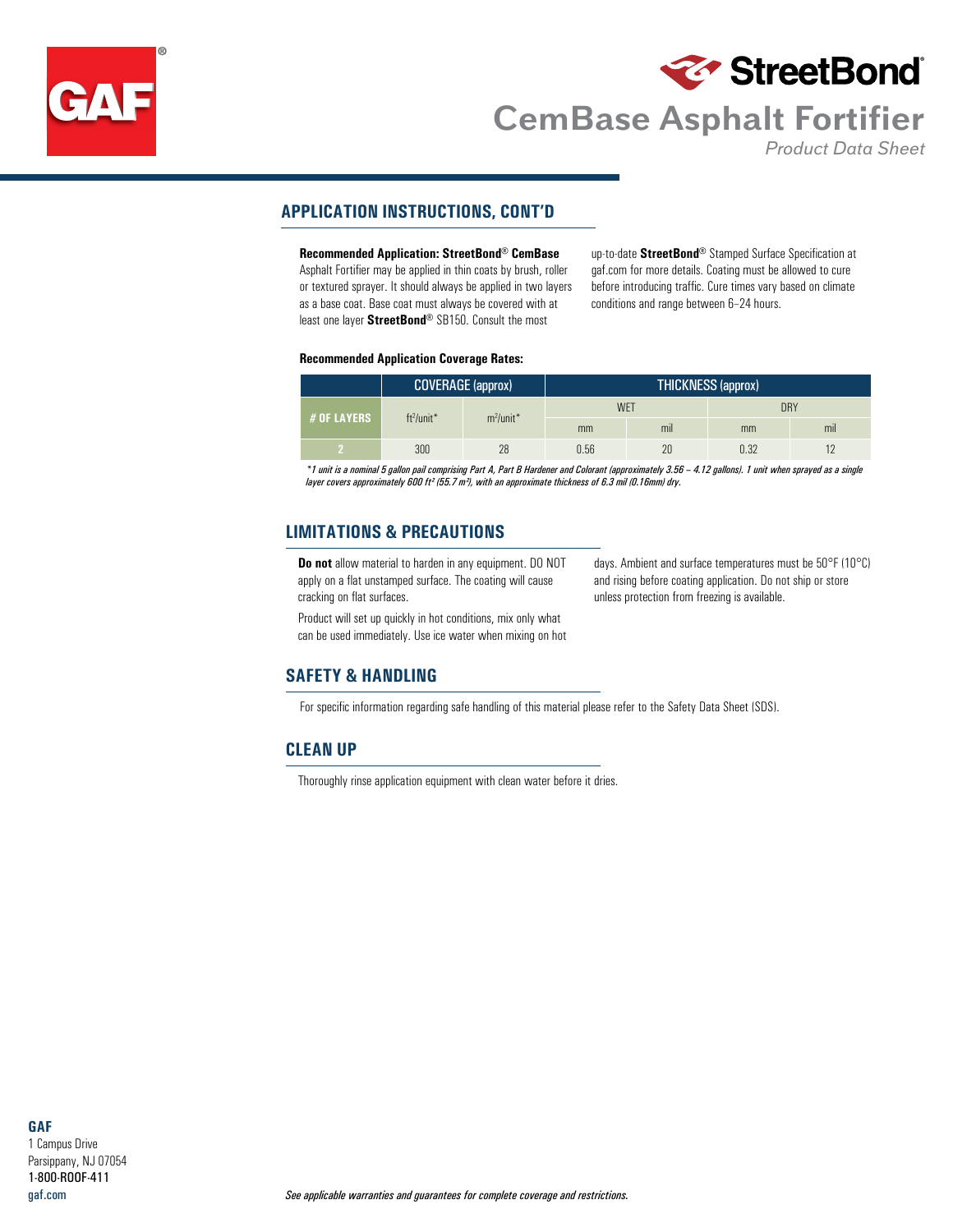## APPLICATION INSTRUCTIONS, CONT'D

**Recommended Application: StreetBond® CemBase** Asphalt Fortifier may be applied in thin coats by brush, roller or textured sprayer. It should always be applied in two layers as a base coat. Base coat must always be covered with at least one layer **StreetBond®** SB150. Consult the most up-to-date **StreetBond®** Stamped Surface Specification at gaf.com for more details. Coating must be allowed to cure before introducing traffic. Cure times vary based on climate conditions and range between 6–24 hours.

**Recommended Application Coverage Rates:**

| | COVERAGE (approx) | | THICKNESS (approx) | | | |
|---|---|---|---|---|---|---|
| # OF LAYERS | ft²/unit* | m²/unit* | WET | | DRY | |
| | | | mm | mil | mm | mil |
| 2 | 300 | 28 | 0.56 | 20 | 0.32 | 12 |

*\*1 unit is a nominal 5 gallon pail comprising Part A, Part B Hardener and Colorant (approximately 3.56 – 4.12 gallons). 1 unit when sprayed as a single layer covers approximately 600 ft² (55.7 m²), with an approximate thickness of 6.3 mil (0.16mm) dry.*

## LIMITATIONS & PRECAUTIONS

**Do not** allow material to harden in any equipment. DO NOT apply on a flat unstamped surface. The coating will cause cracking on flat surfaces.

Product will set up quickly in hot conditions, mix only what can be used immediately. Use ice water when mixing on hot days. Ambient and surface temperatures must be 50°F (10°C) and rising before coating application. Do not ship or store unless protection from freezing is available.

## SAFETY & HANDLING

For specific information regarding safe handling of this material please refer to the Safety Data Sheet (SDS).

## CLEAN UP

Thoroughly rinse application equipment with clean water before it dries.

**GAF**
1 Campus Drive
Parsippany, NJ 07054
1-800-ROOF-411
gaf.com

*See applicable warranties and guarantees for complete coverage and restrictions.*